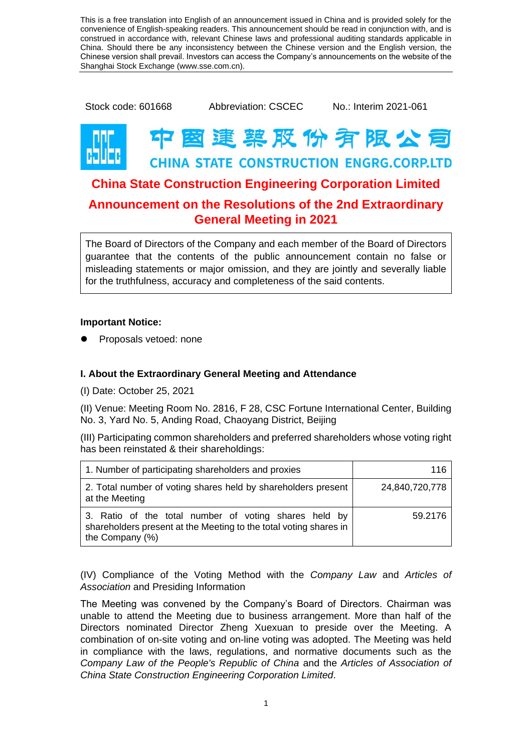This is a free translation into English of an announcement issued in China and is provided solely for the convenience of English-speaking readers. This announcement should be read in conjunction with, and is construed in accordance with, relevant Chinese laws and professional auditing standards applicable in China. Should there be any inconsistency between the Chinese version and the English version, the Chinese version shall prevail. Investors can access the Company's announcements on the website of the Shanghai Stock Exchange (www.sse.com.cn).

Stock code: 601668　　Abbreviation: CSCEC　　No.: Interim 2021-061

中国建筑股份有限公司

CHINA STATE CONSTRUCTION ENGRG.CORP.LTD

# China State Construction Engineering Corporation Limited

# Announcement on the Resolutions of the 2nd Extraordinary General Meeting in 2021

The Board of Directors of the Company and each member of the Board of Directors guarantee that the contents of the public announcement contain no false or misleading statements or major omission, and they are jointly and severally liable for the truthfulness, accuracy and completeness of the said contents.

**Important Notice:**

- Proposals vetoed: none

## I. About the Extraordinary General Meeting and Attendance

(I) Date: October 25, 2021

(II) Venue: Meeting Room No. 2816, F 28, CSC Fortune International Center, Building No. 3, Yard No. 5, Anding Road, Chaoyang District, Beijing

(III) Participating common shareholders and preferred shareholders whose voting right has been reinstated & their shareholdings:

| | |
|---|---|
| 1. Number of participating shareholders and proxies | 116 |
| 2. Total number of voting shares held by shareholders present at the Meeting | 24,840,720,778 |
| 3. Ratio of the total number of voting shares held by shareholders present at the Meeting to the total voting shares in the Company (%) | 59.2176 |

(IV) Compliance of the Voting Method with the *Company Law* and *Articles of Association* and Presiding Information

The Meeting was convened by the Company's Board of Directors. Chairman was unable to attend the Meeting due to business arrangement. More than half of the Directors nominated Director Zheng Xuexuan to preside over the Meeting. A combination of on-site voting and on-line voting was adopted. The Meeting was held in compliance with the laws, regulations, and normative documents such as the *Company Law of the People's Republic of China* and the *Articles of Association of China State Construction Engineering Corporation Limited*.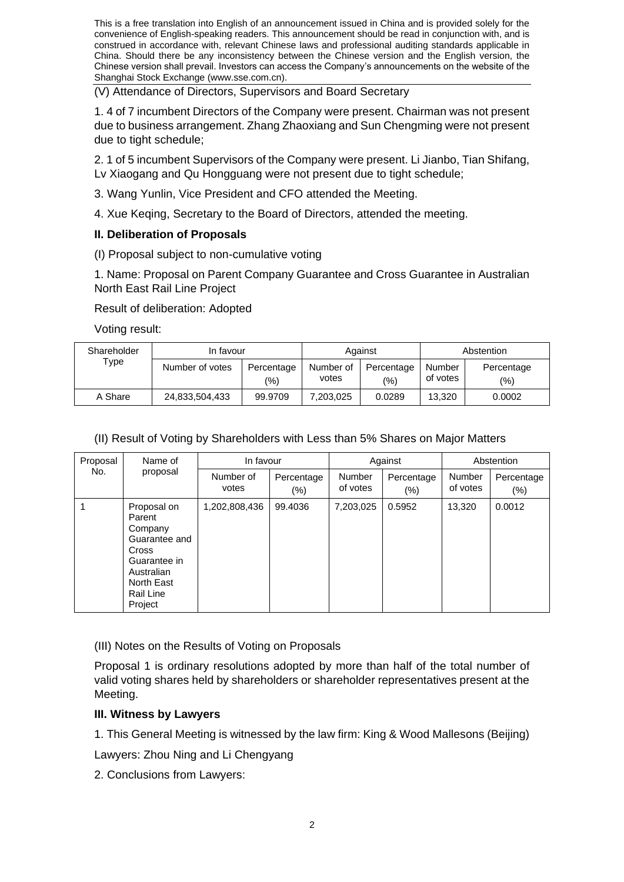This is a free translation into English of an announcement issued in China and is provided solely for the convenience of English-speaking readers. This announcement should be read in conjunction with, and is construed in accordance with, relevant Chinese laws and professional auditing standards applicable in China. Should there be any inconsistency between the Chinese version and the English version, the Chinese version shall prevail. Investors can access the Company's announcements on the website of the Shanghai Stock Exchange (www.sse.com.cn).

(V) Attendance of Directors, Supervisors and Board Secretary

1. 4 of 7 incumbent Directors of the Company were present. Chairman was not present due to business arrangement. Zhang Zhaoxiang and Sun Chengming were not present due to tight schedule;

2. 1 of 5 incumbent Supervisors of the Company were present. Li Jianbo, Tian Shifang, Lv Xiaogang and Qu Hongguang were not present due to tight schedule;

3. Wang Yunlin, Vice President and CFO attended the Meeting.

4. Xue Keqing, Secretary to the Board of Directors, attended the meeting.

**II. Deliberation of Proposals**

(I) Proposal subject to non-cumulative voting

1. Name: Proposal on Parent Company Guarantee and Cross Guarantee in Australian North East Rail Line Project

Result of deliberation: Adopted

Voting result:

| Shareholder Type | In favour | | Against | | Abstention | |
|---|---|---|---|---|---|---|
| | Number of votes | Percentage (%) | Number of votes | Percentage (%) | Number of votes | Percentage (%) |
| A Share | 24,833,504,433 | 99.9709 | 7,203,025 | 0.0289 | 13,320 | 0.0002 |

(II) Result of Voting by Shareholders with Less than 5% Shares on Major Matters

| Proposal No. | Name of proposal | In favour | | Against | | Abstention | |
|---|---|---|---|---|---|---|---|
| | | Number of votes | Percentage (%) | Number of votes | Percentage (%) | Number of votes | Percentage (%) |
| 1 | Proposal on Parent Company Guarantee and Cross Guarantee in Australian North East Rail Line Project | 1,202,808,436 | 99.4036 | 7,203,025 | 0.5952 | 13,320 | 0.0012 |

(III) Notes on the Results of Voting on Proposals

Proposal 1 is ordinary resolutions adopted by more than half of the total number of valid voting shares held by shareholders or shareholder representatives present at the Meeting.

**III. Witness by Lawyers**

1. This General Meeting is witnessed by the law firm: King & Wood Mallesons (Beijing)

Lawyers: Zhou Ning and Li Chengyang

2. Conclusions from Lawyers: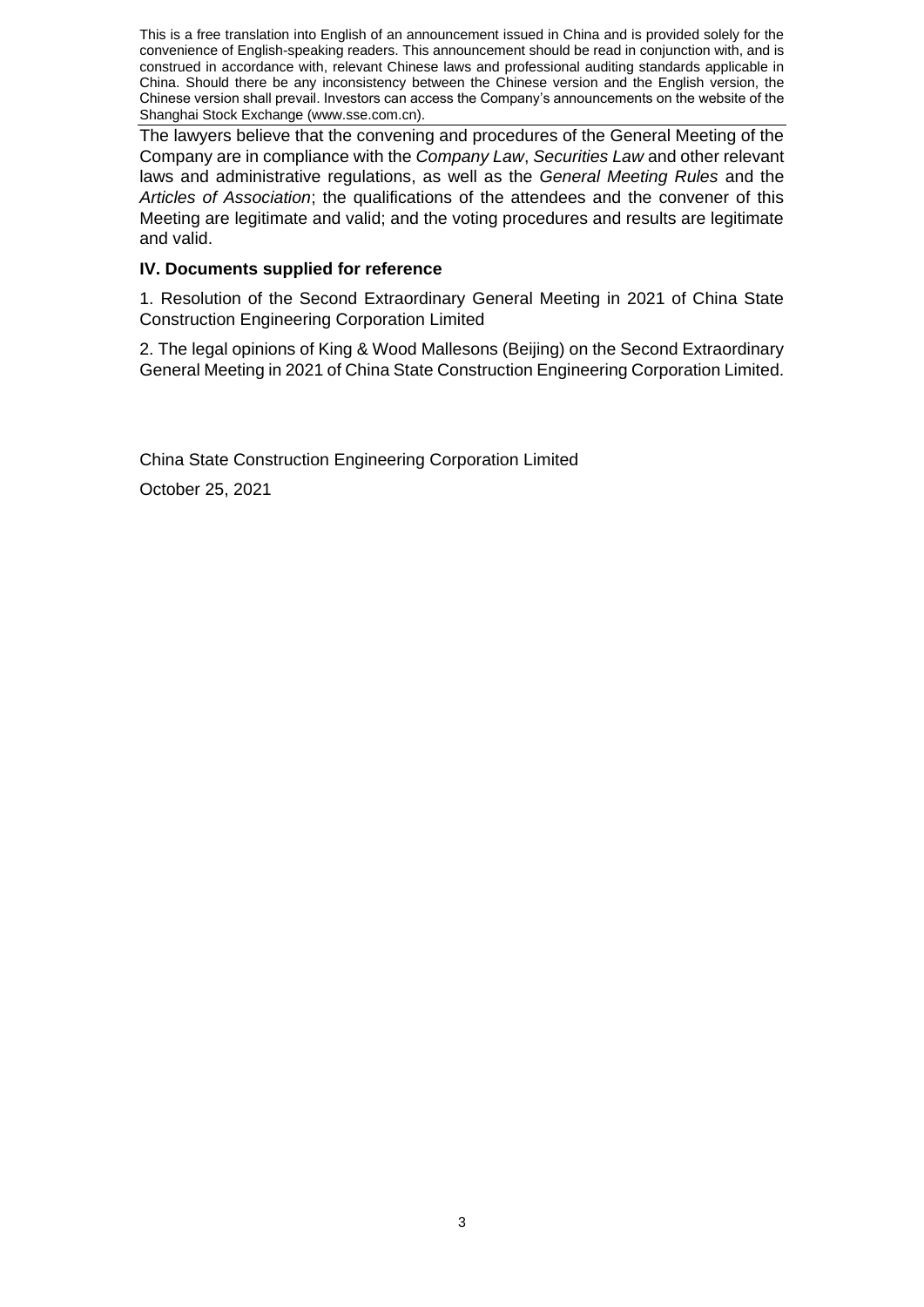This is a free translation into English of an announcement issued in China and is provided solely for the convenience of English-speaking readers. This announcement should be read in conjunction with, and is construed in accordance with, relevant Chinese laws and professional auditing standards applicable in China. Should there be any inconsistency between the Chinese version and the English version, the Chinese version shall prevail. Investors can access the Company's announcements on the website of the Shanghai Stock Exchange (www.sse.com.cn).

The lawyers believe that the convening and procedures of the General Meeting of the Company are in compliance with the *Company Law*, *Securities Law* and other relevant laws and administrative regulations, as well as the *General Meeting Rules* and the *Articles of Association*; the qualifications of the attendees and the convener of this Meeting are legitimate and valid; and the voting procedures and results are legitimate and valid.

## IV. Documents supplied for reference

1. Resolution of the Second Extraordinary General Meeting in 2021 of China State Construction Engineering Corporation Limited

2. The legal opinions of King & Wood Mallesons (Beijing) on the Second Extraordinary General Meeting in 2021 of China State Construction Engineering Corporation Limited.

China State Construction Engineering Corporation Limited

October 25, 2021